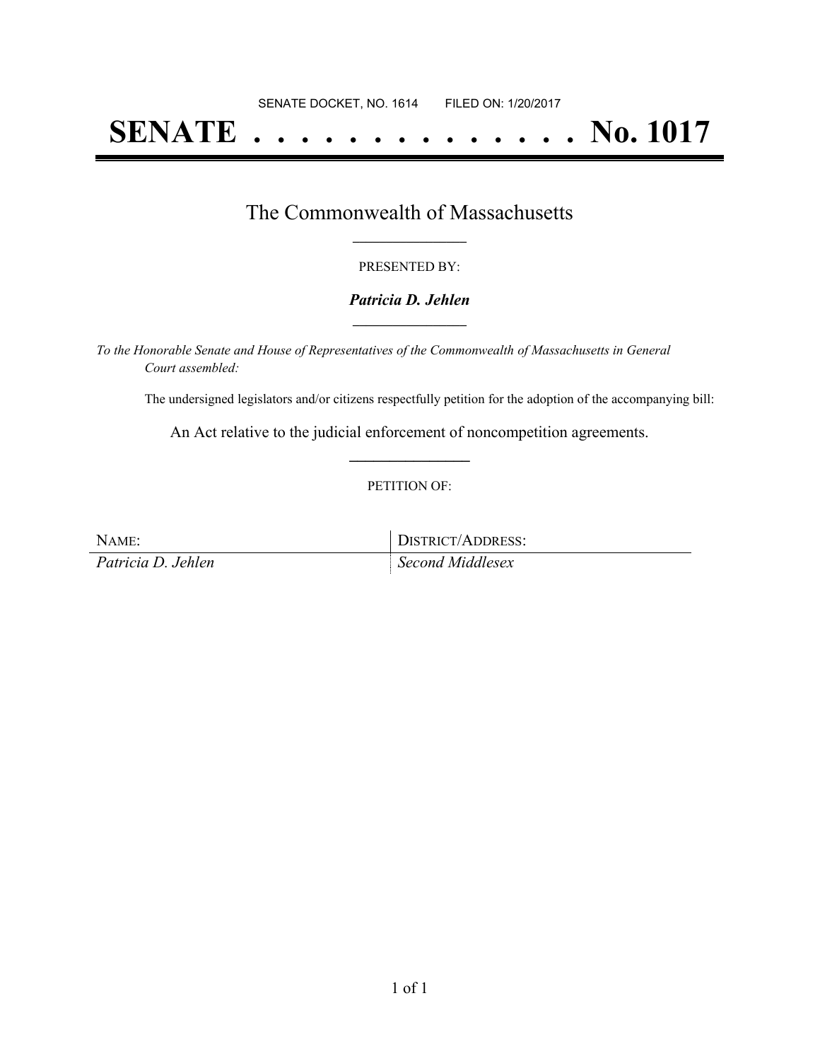SENATE DOCKET, NO. 1614        FILED ON: 1/20/2017

# SENATE . . . . . . . . . . . . . . No. 1017

## The Commonwealth of Massachusetts

PRESENTED BY:

***Patricia D. Jehlen***

*To the Honorable Senate and House of Representatives of the Commonwealth of Massachusetts in General Court assembled:*

The undersigned legislators and/or citizens respectfully petition for the adoption of the accompanying bill:

An Act relative to the judicial enforcement of noncompetition agreements.

PETITION OF:

| NAME: | DISTRICT/ADDRESS: |
| --- | --- |
| *Patricia D. Jehlen* | *Second Middlesex* |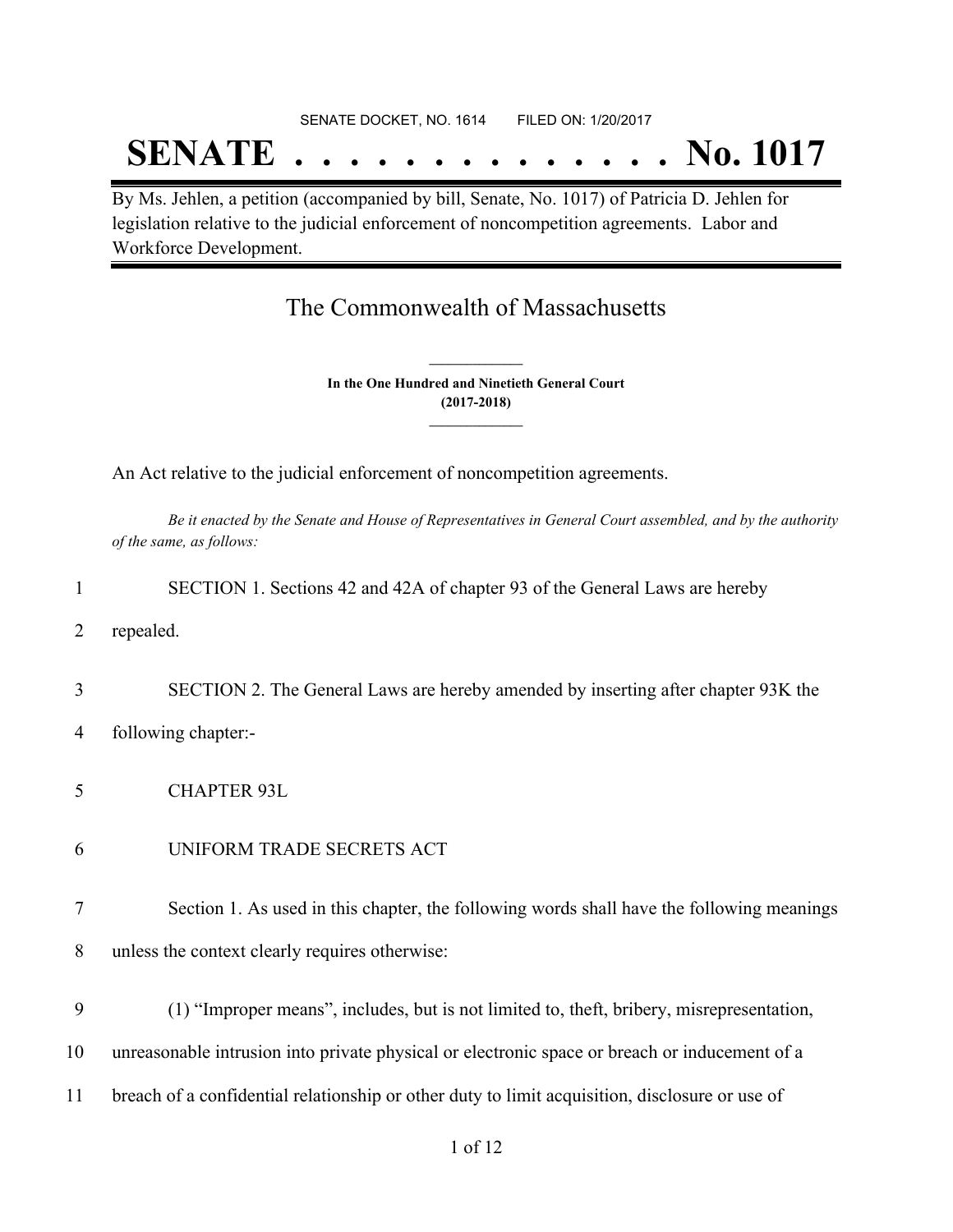SENATE DOCKET, NO. 1614 FILED ON: 1/20/2017

# SENATE . . . . . . . . . . . . . . No. 1017

By Ms. Jehlen, a petition (accompanied by bill, Senate, No. 1017) of Patricia D. Jehlen for legislation relative to the judicial enforcement of noncompetition agreements. Labor and Workforce Development.

## The Commonwealth of Massachusetts

**In the One Hundred and Ninetieth General Court**
**(2017-2018)**

An Act relative to the judicial enforcement of noncompetition agreements.

*Be it enacted by the Senate and House of Representatives in General Court assembled, and by the authority of the same, as follows:*

1 SECTION 1. Sections 42 and 42A of chapter 93 of the General Laws are hereby
2 repealed.

3 SECTION 2. The General Laws are hereby amended by inserting after chapter 93K the
4 following chapter:-

5 CHAPTER 93L

6 UNIFORM TRADE SECRETS ACT

7 Section 1. As used in this chapter, the following words shall have the following meanings
8 unless the context clearly requires otherwise:

9 (1) "Improper means", includes, but is not limited to, theft, bribery, misrepresentation,
10 unreasonable intrusion into private physical or electronic space or breach or inducement of a
11 breach of a confidential relationship or other duty to limit acquisition, disclosure or use of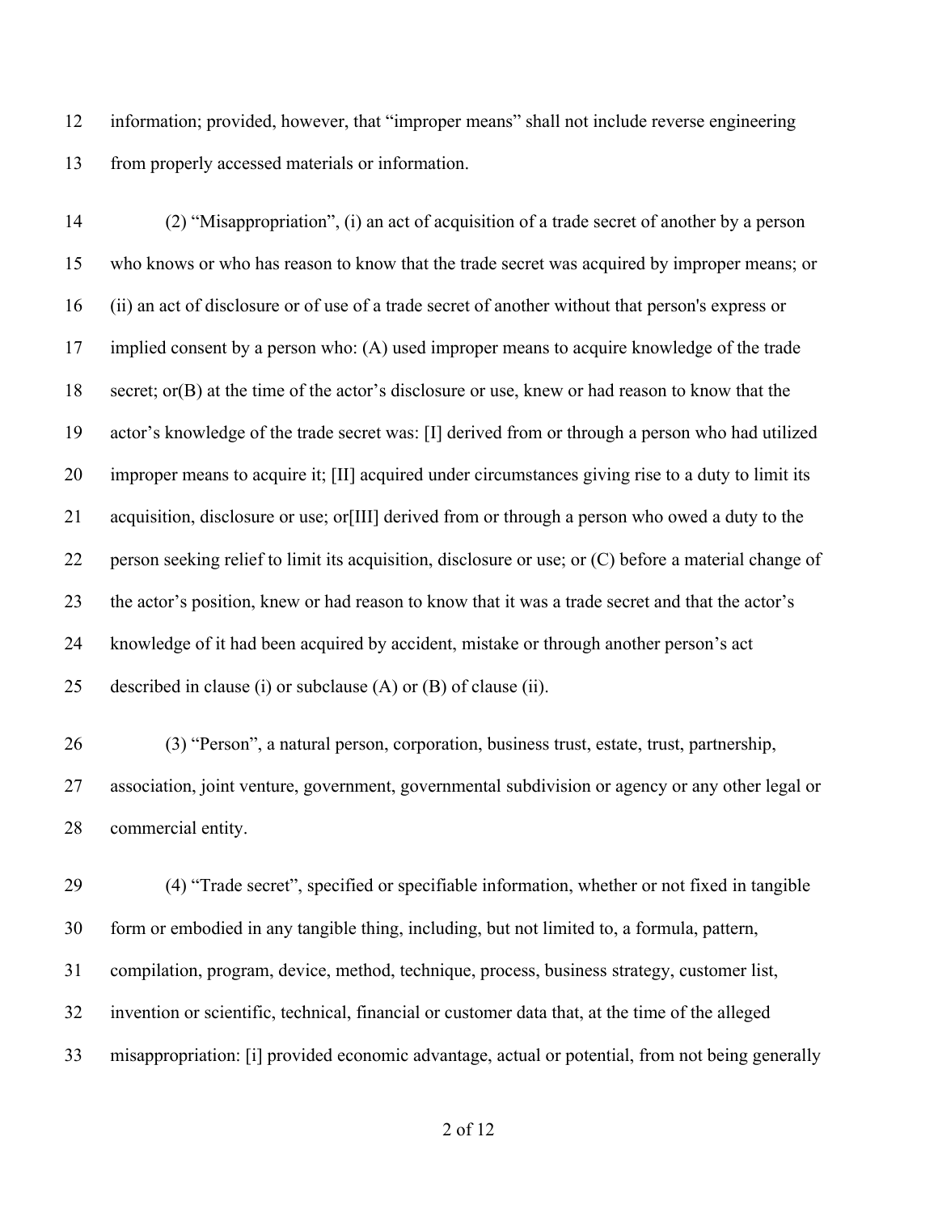information; provided, however, that "improper means" shall not include reverse engineering from properly accessed materials or information.

(2) "Misappropriation", (i) an act of acquisition of a trade secret of another by a person who knows or who has reason to know that the trade secret was acquired by improper means; or (ii) an act of disclosure or of use of a trade secret of another without that person's express or implied consent by a person who: (A) used improper means to acquire knowledge of the trade secret; or(B) at the time of the actor's disclosure or use, knew or had reason to know that the actor's knowledge of the trade secret was: [I] derived from or through a person who had utilized improper means to acquire it; [II] acquired under circumstances giving rise to a duty to limit its acquisition, disclosure or use; or[III] derived from or through a person who owed a duty to the person seeking relief to limit its acquisition, disclosure or use; or (C) before a material change of the actor's position, knew or had reason to know that it was a trade secret and that the actor's knowledge of it had been acquired by accident, mistake or through another person's act described in clause (i) or subclause (A) or (B) of clause (ii).

(3) "Person", a natural person, corporation, business trust, estate, trust, partnership, association, joint venture, government, governmental subdivision or agency or any other legal or commercial entity.

(4) "Trade secret", specified or specifiable information, whether or not fixed in tangible form or embodied in any tangible thing, including, but not limited to, a formula, pattern, compilation, program, device, method, technique, process, business strategy, customer list, invention or scientific, technical, financial or customer data that, at the time of the alleged misappropriation: [i] provided economic advantage, actual or potential, from not being generally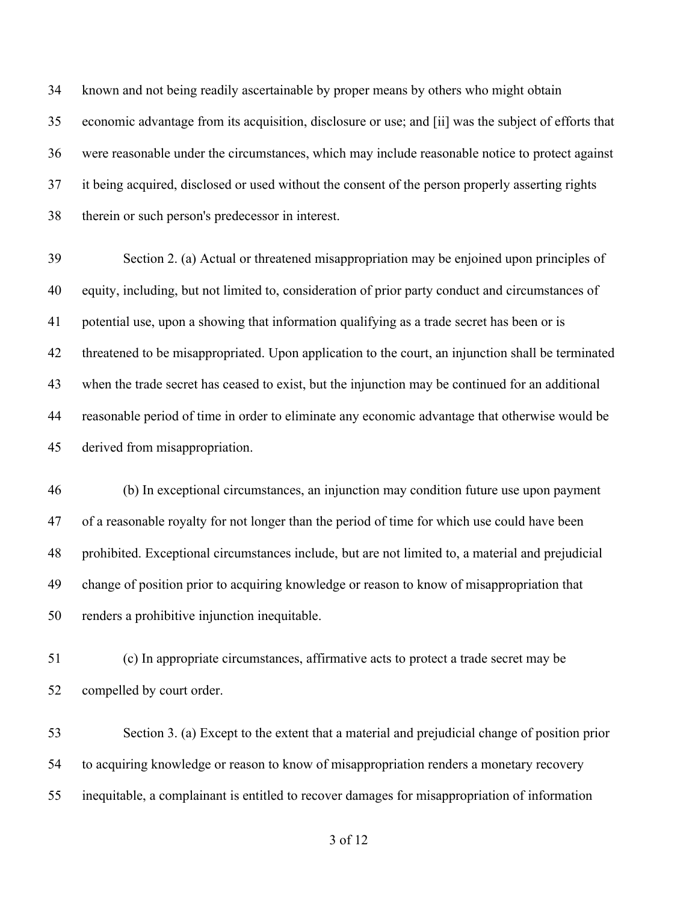known and not being readily ascertainable by proper means by others who might obtain economic advantage from its acquisition, disclosure or use; and [ii] was the subject of efforts that were reasonable under the circumstances, which may include reasonable notice to protect against it being acquired, disclosed or used without the consent of the person properly asserting rights therein or such person's predecessor in interest.

Section 2. (a) Actual or threatened misappropriation may be enjoined upon principles of equity, including, but not limited to, consideration of prior party conduct and circumstances of potential use, upon a showing that information qualifying as a trade secret has been or is threatened to be misappropriated. Upon application to the court, an injunction shall be terminated when the trade secret has ceased to exist, but the injunction may be continued for an additional reasonable period of time in order to eliminate any economic advantage that otherwise would be derived from misappropriation.

(b) In exceptional circumstances, an injunction may condition future use upon payment of a reasonable royalty for not longer than the period of time for which use could have been prohibited. Exceptional circumstances include, but are not limited to, a material and prejudicial change of position prior to acquiring knowledge or reason to know of misappropriation that renders a prohibitive injunction inequitable.

(c) In appropriate circumstances, affirmative acts to protect a trade secret may be compelled by court order.

Section 3. (a) Except to the extent that a material and prejudicial change of position prior to acquiring knowledge or reason to know of misappropriation renders a monetary recovery inequitable, a complainant is entitled to recover damages for misappropriation of information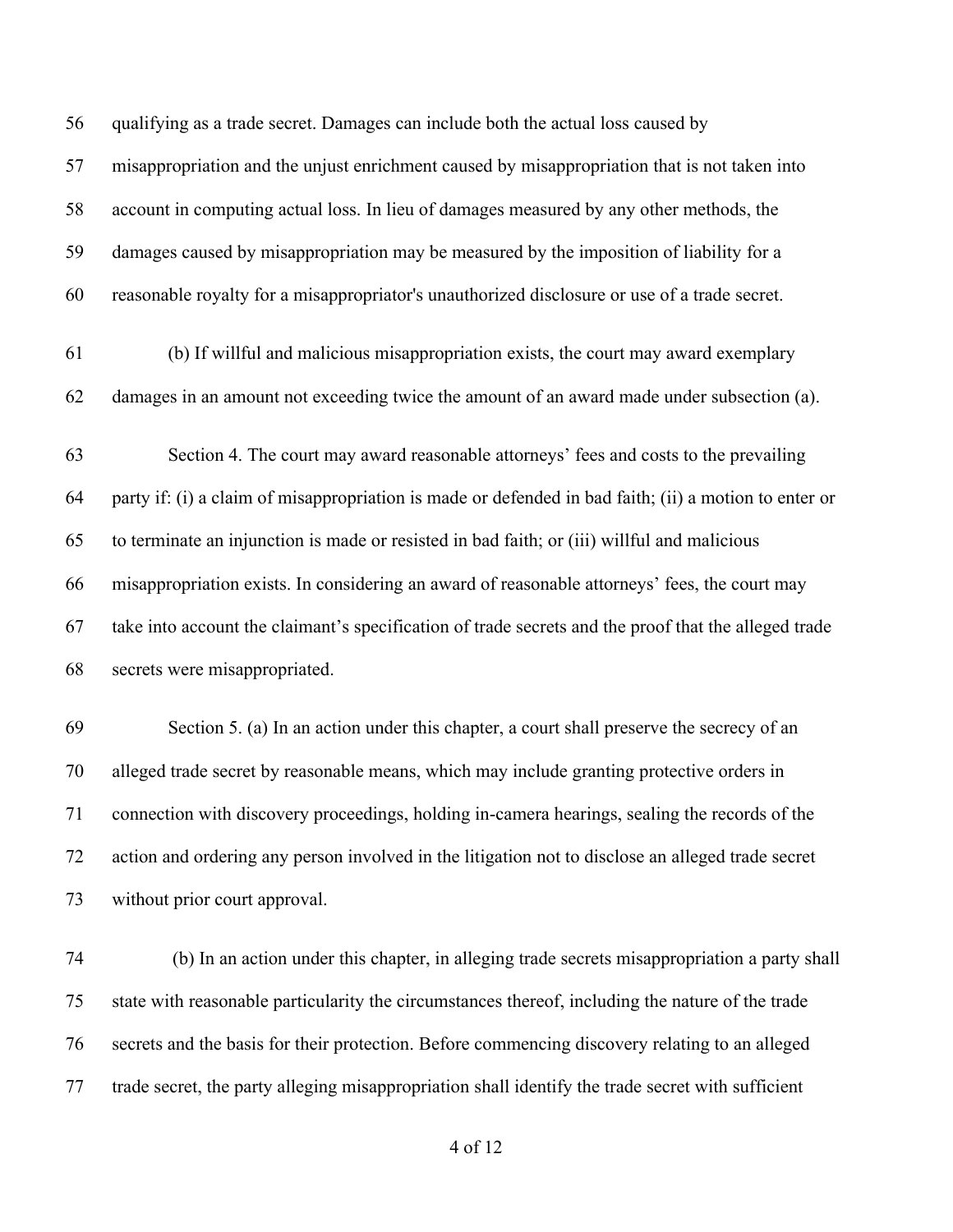qualifying as a trade secret. Damages can include both the actual loss caused by misappropriation and the unjust enrichment caused by misappropriation that is not taken into account in computing actual loss. In lieu of damages measured by any other methods, the damages caused by misappropriation may be measured by the imposition of liability for a reasonable royalty for a misappropriator's unauthorized disclosure or use of a trade secret.

(b) If willful and malicious misappropriation exists, the court may award exemplary damages in an amount not exceeding twice the amount of an award made under subsection (a).

Section 4. The court may award reasonable attorneys' fees and costs to the prevailing party if: (i) a claim of misappropriation is made or defended in bad faith; (ii) a motion to enter or to terminate an injunction is made or resisted in bad faith; or (iii) willful and malicious misappropriation exists. In considering an award of reasonable attorneys' fees, the court may take into account the claimant's specification of trade secrets and the proof that the alleged trade secrets were misappropriated.

Section 5. (a) In an action under this chapter, a court shall preserve the secrecy of an alleged trade secret by reasonable means, which may include granting protective orders in connection with discovery proceedings, holding in-camera hearings, sealing the records of the action and ordering any person involved in the litigation not to disclose an alleged trade secret without prior court approval.

(b) In an action under this chapter, in alleging trade secrets misappropriation a party shall state with reasonable particularity the circumstances thereof, including the nature of the trade secrets and the basis for their protection. Before commencing discovery relating to an alleged trade secret, the party alleging misappropriation shall identify the trade secret with sufficient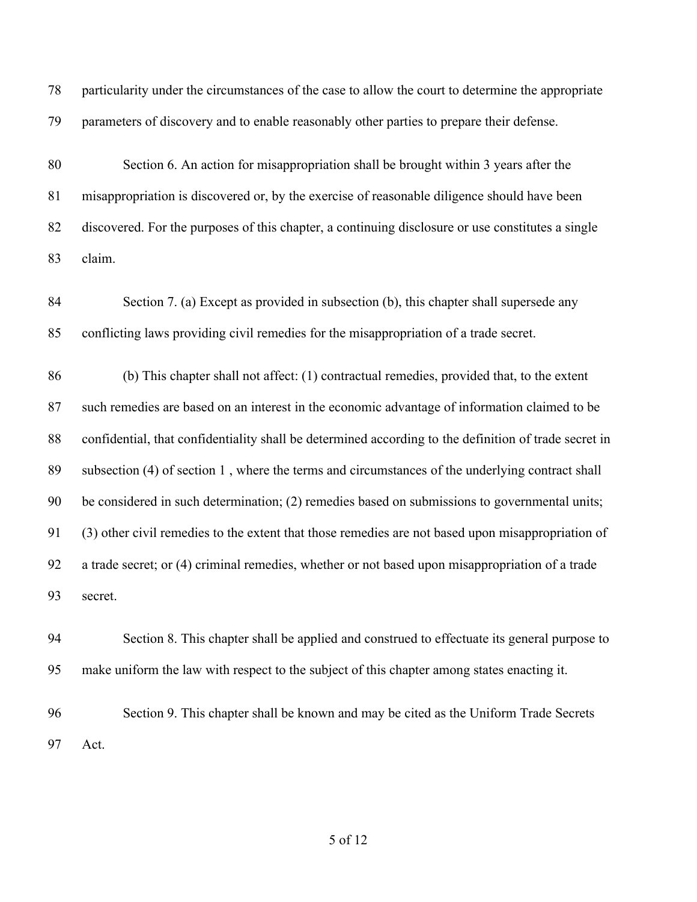particularity under the circumstances of the case to allow the court to determine the appropriate parameters of discovery and to enable reasonably other parties to prepare their defense.

Section 6. An action for misappropriation shall be brought within 3 years after the misappropriation is discovered or, by the exercise of reasonable diligence should have been discovered. For the purposes of this chapter, a continuing disclosure or use constitutes a single claim.

Section 7. (a) Except as provided in subsection (b), this chapter shall supersede any conflicting laws providing civil remedies for the misappropriation of a trade secret.

(b) This chapter shall not affect: (1) contractual remedies, provided that, to the extent such remedies are based on an interest in the economic advantage of information claimed to be confidential, that confidentiality shall be determined according to the definition of trade secret in subsection (4) of section 1 , where the terms and circumstances of the underlying contract shall be considered in such determination; (2) remedies based on submissions to governmental units; (3) other civil remedies to the extent that those remedies are not based upon misappropriation of a trade secret; or (4) criminal remedies, whether or not based upon misappropriation of a trade secret.

Section 8. This chapter shall be applied and construed to effectuate its general purpose to make uniform the law with respect to the subject of this chapter among states enacting it.

Section 9. This chapter shall be known and may be cited as the Uniform Trade Secrets Act.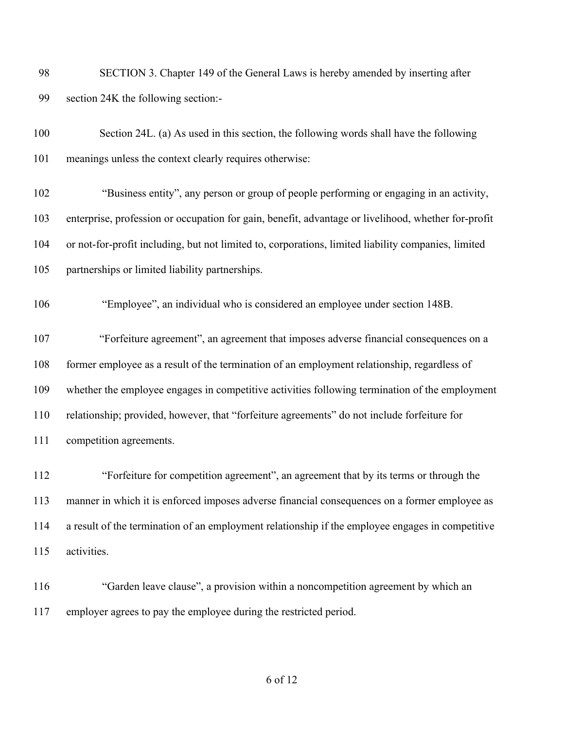SECTION 3. Chapter 149 of the General Laws is hereby amended by inserting after section 24K the following section:-

Section 24L. (a) As used in this section, the following words shall have the following meanings unless the context clearly requires otherwise:

"Business entity", any person or group of people performing or engaging in an activity, enterprise, profession or occupation for gain, benefit, advantage or livelihood, whether for-profit or not-for-profit including, but not limited to, corporations, limited liability companies, limited partnerships or limited liability partnerships.

"Employee", an individual who is considered an employee under section 148B.

"Forfeiture agreement", an agreement that imposes adverse financial consequences on a former employee as a result of the termination of an employment relationship, regardless of whether the employee engages in competitive activities following termination of the employment relationship; provided, however, that "forfeiture agreements" do not include forfeiture for competition agreements.

"Forfeiture for competition agreement", an agreement that by its terms or through the manner in which it is enforced imposes adverse financial consequences on a former employee as a result of the termination of an employment relationship if the employee engages in competitive activities.

"Garden leave clause", a provision within a noncompetition agreement by which an employer agrees to pay the employee during the restricted period.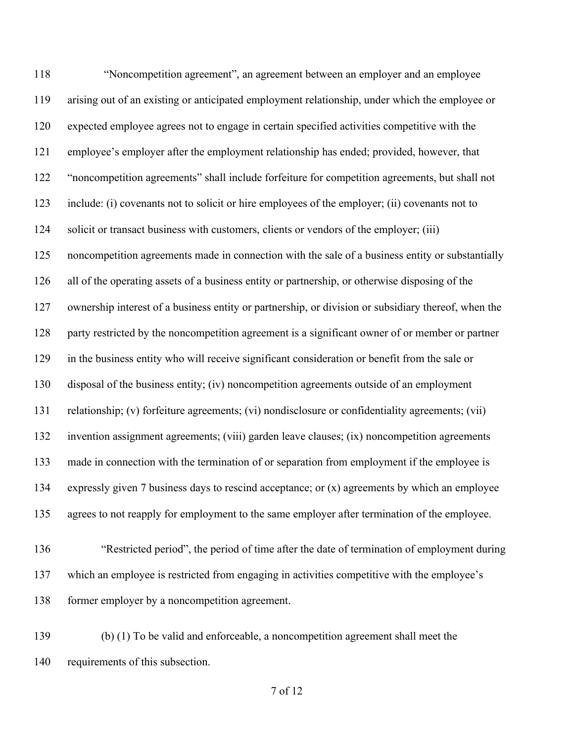"Noncompetition agreement", an agreement between an employer and an employee arising out of an existing or anticipated employment relationship, under which the employee or expected employee agrees not to engage in certain specified activities competitive with the employee's employer after the employment relationship has ended; provided, however, that "noncompetition agreements" shall include forfeiture for competition agreements, but shall not include: (i) covenants not to solicit or hire employees of the employer; (ii) covenants not to solicit or transact business with customers, clients or vendors of the employer; (iii) noncompetition agreements made in connection with the sale of a business entity or substantially all of the operating assets of a business entity or partnership, or otherwise disposing of the ownership interest of a business entity or partnership, or division or subsidiary thereof, when the party restricted by the noncompetition agreement is a significant owner of or member or partner in the business entity who will receive significant consideration or benefit from the sale or disposal of the business entity; (iv) noncompetition agreements outside of an employment relationship; (v) forfeiture agreements; (vi) nondisclosure or confidentiality agreements; (vii) invention assignment agreements; (viii) garden leave clauses; (ix) noncompetition agreements made in connection with the termination of or separation from employment if the employee is expressly given 7 business days to rescind acceptance; or (x) agreements by which an employee agrees to not reapply for employment to the same employer after termination of the employee.

"Restricted period", the period of time after the date of termination of employment during which an employee is restricted from engaging in activities competitive with the employee's former employer by a noncompetition agreement.

(b) (1) To be valid and enforceable, a noncompetition agreement shall meet the requirements of this subsection.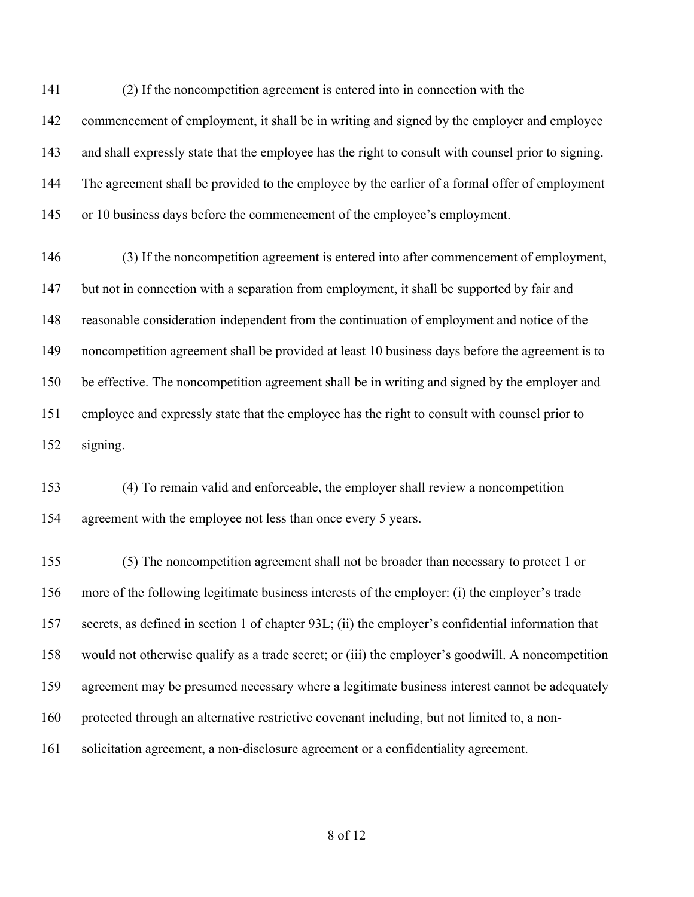(2) If the noncompetition agreement is entered into in connection with the commencement of employment, it shall be in writing and signed by the employer and employee and shall expressly state that the employee has the right to consult with counsel prior to signing. The agreement shall be provided to the employee by the earlier of a formal offer of employment or 10 business days before the commencement of the employee's employment.

(3) If the noncompetition agreement is entered into after commencement of employment, but not in connection with a separation from employment, it shall be supported by fair and reasonable consideration independent from the continuation of employment and notice of the noncompetition agreement shall be provided at least 10 business days before the agreement is to be effective. The noncompetition agreement shall be in writing and signed by the employer and employee and expressly state that the employee has the right to consult with counsel prior to signing.

(4) To remain valid and enforceable, the employer shall review a noncompetition agreement with the employee not less than once every 5 years.

(5) The noncompetition agreement shall not be broader than necessary to protect 1 or more of the following legitimate business interests of the employer: (i) the employer's trade secrets, as defined in section 1 of chapter 93L; (ii) the employer's confidential information that would not otherwise qualify as a trade secret; or (iii) the employer's goodwill. A noncompetition agreement may be presumed necessary where a legitimate business interest cannot be adequately protected through an alternative restrictive covenant including, but not limited to, a non-solicitation agreement, a non-disclosure agreement or a confidentiality agreement.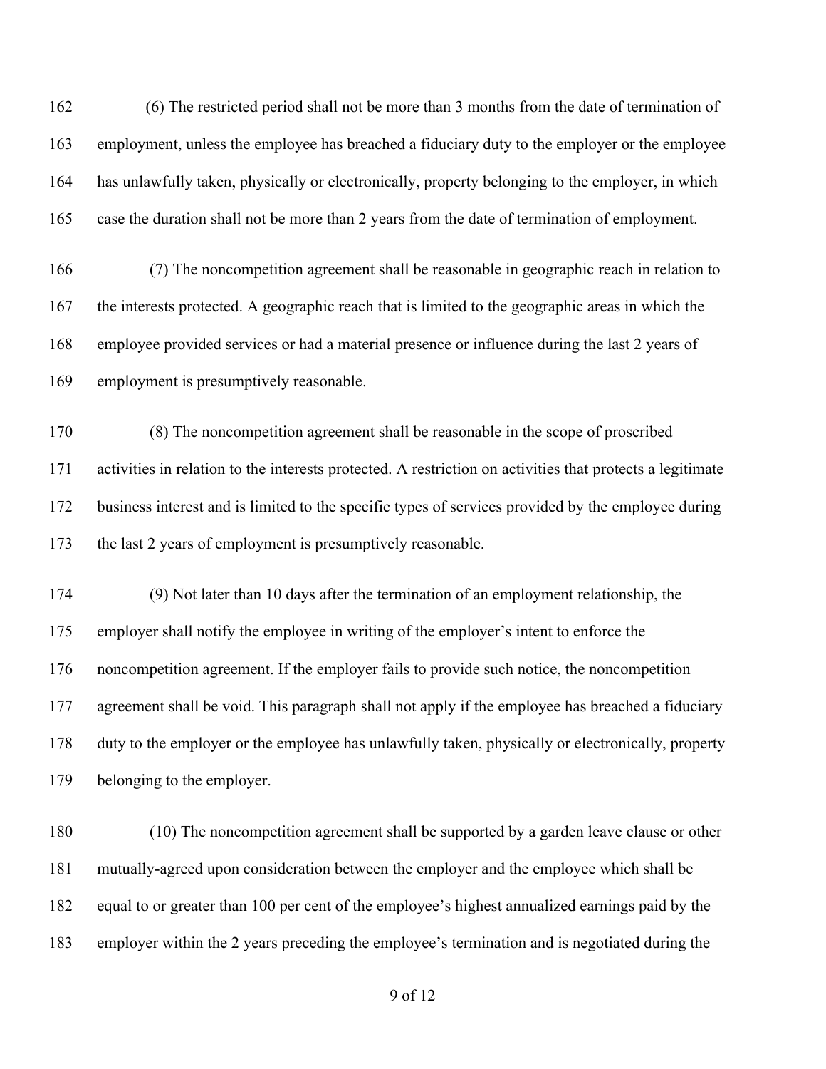(6) The restricted period shall not be more than 3 months from the date of termination of employment, unless the employee has breached a fiduciary duty to the employer or the employee has unlawfully taken, physically or electronically, property belonging to the employer, in which case the duration shall not be more than 2 years from the date of termination of employment.

(7) The noncompetition agreement shall be reasonable in geographic reach in relation to the interests protected. A geographic reach that is limited to the geographic areas in which the employee provided services or had a material presence or influence during the last 2 years of employment is presumptively reasonable.

(8) The noncompetition agreement shall be reasonable in the scope of proscribed activities in relation to the interests protected. A restriction on activities that protects a legitimate business interest and is limited to the specific types of services provided by the employee during the last 2 years of employment is presumptively reasonable.

(9) Not later than 10 days after the termination of an employment relationship, the employer shall notify the employee in writing of the employer's intent to enforce the noncompetition agreement. If the employer fails to provide such notice, the noncompetition agreement shall be void. This paragraph shall not apply if the employee has breached a fiduciary duty to the employer or the employee has unlawfully taken, physically or electronically, property belonging to the employer.

(10) The noncompetition agreement shall be supported by a garden leave clause or other mutually-agreed upon consideration between the employer and the employee which shall be equal to or greater than 100 per cent of the employee's highest annualized earnings paid by the employer within the 2 years preceding the employee's termination and is negotiated during the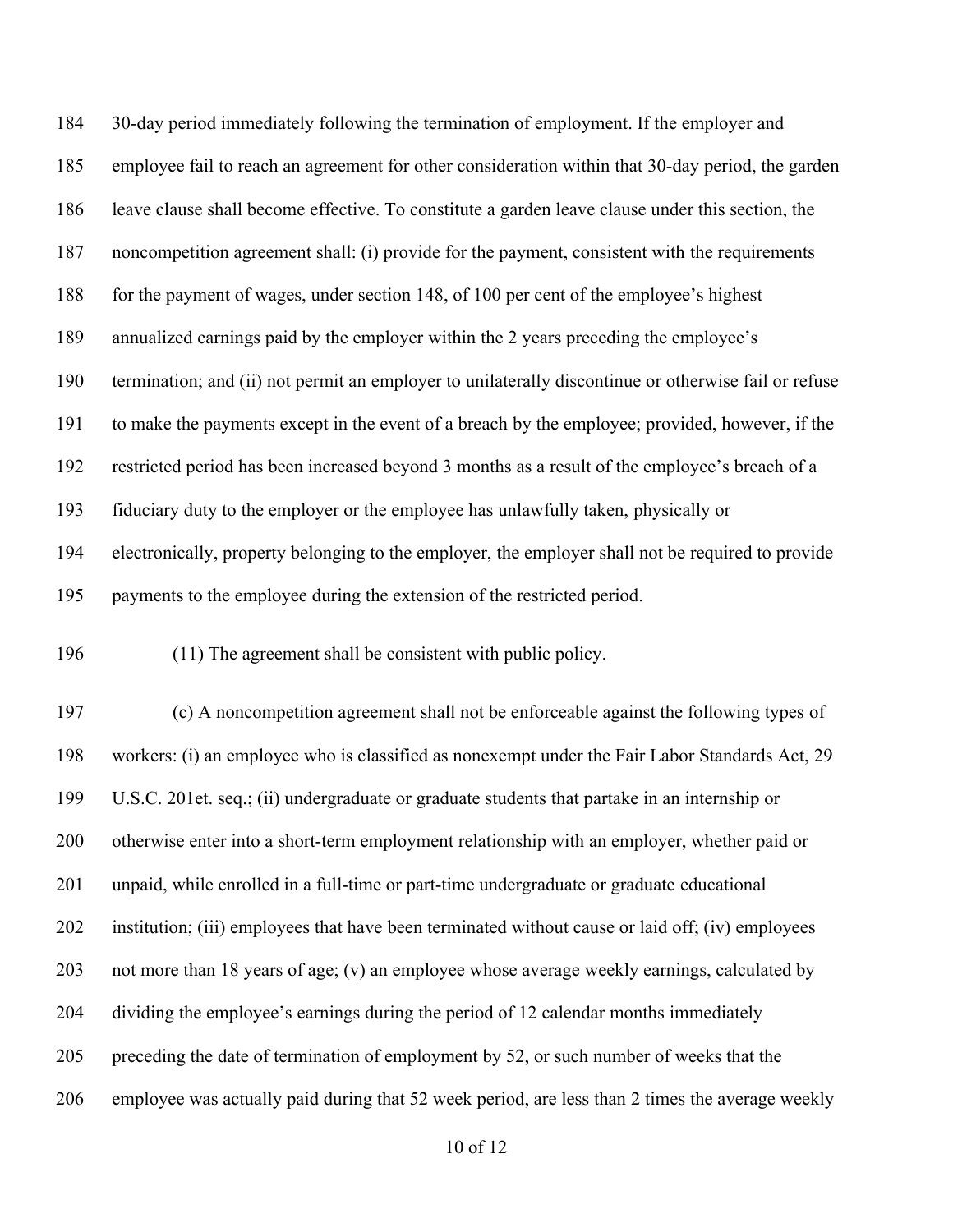30-day period immediately following the termination of employment. If the employer and employee fail to reach an agreement for other consideration within that 30-day period, the garden leave clause shall become effective. To constitute a garden leave clause under this section, the noncompetition agreement shall: (i) provide for the payment, consistent with the requirements for the payment of wages, under section 148, of 100 per cent of the employee's highest annualized earnings paid by the employer within the 2 years preceding the employee's termination; and (ii) not permit an employer to unilaterally discontinue or otherwise fail or refuse to make the payments except in the event of a breach by the employee; provided, however, if the restricted period has been increased beyond 3 months as a result of the employee's breach of a fiduciary duty to the employer or the employee has unlawfully taken, physically or electronically, property belonging to the employer, the employer shall not be required to provide payments to the employee during the extension of the restricted period.

(11) The agreement shall be consistent with public policy.

(c) A noncompetition agreement shall not be enforceable against the following types of workers: (i) an employee who is classified as nonexempt under the Fair Labor Standards Act, 29 U.S.C. 201et. seq.; (ii) undergraduate or graduate students that partake in an internship or otherwise enter into a short-term employment relationship with an employer, whether paid or unpaid, while enrolled in a full-time or part-time undergraduate or graduate educational institution; (iii) employees that have been terminated without cause or laid off; (iv) employees not more than 18 years of age; (v) an employee whose average weekly earnings, calculated by dividing the employee's earnings during the period of 12 calendar months immediately preceding the date of termination of employment by 52, or such number of weeks that the employee was actually paid during that 52 week period, are less than 2 times the average weekly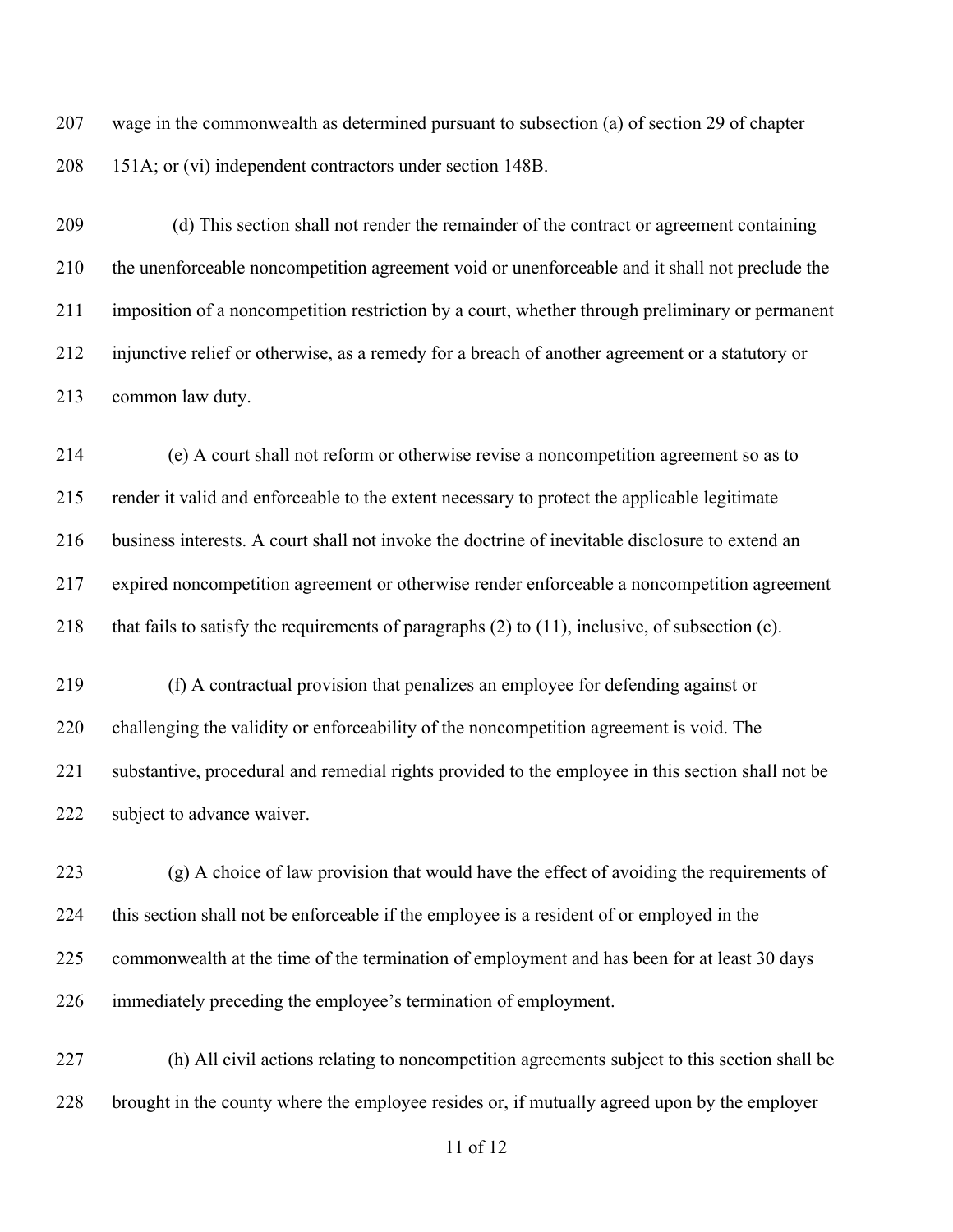wage in the commonwealth as determined pursuant to subsection (a) of section 29 of chapter 151A; or (vi) independent contractors under section 148B.

(d) This section shall not render the remainder of the contract or agreement containing the unenforceable noncompetition agreement void or unenforceable and it shall not preclude the imposition of a noncompetition restriction by a court, whether through preliminary or permanent injunctive relief or otherwise, as a remedy for a breach of another agreement or a statutory or common law duty.

(e) A court shall not reform or otherwise revise a noncompetition agreement so as to render it valid and enforceable to the extent necessary to protect the applicable legitimate business interests. A court shall not invoke the doctrine of inevitable disclosure to extend an expired noncompetition agreement or otherwise render enforceable a noncompetition agreement that fails to satisfy the requirements of paragraphs (2) to (11), inclusive, of subsection (c).

(f) A contractual provision that penalizes an employee for defending against or challenging the validity or enforceability of the noncompetition agreement is void. The substantive, procedural and remedial rights provided to the employee in this section shall not be subject to advance waiver.

(g) A choice of law provision that would have the effect of avoiding the requirements of this section shall not be enforceable if the employee is a resident of or employed in the commonwealth at the time of the termination of employment and has been for at least 30 days immediately preceding the employee's termination of employment.

(h) All civil actions relating to noncompetition agreements subject to this section shall be brought in the county where the employee resides or, if mutually agreed upon by the employer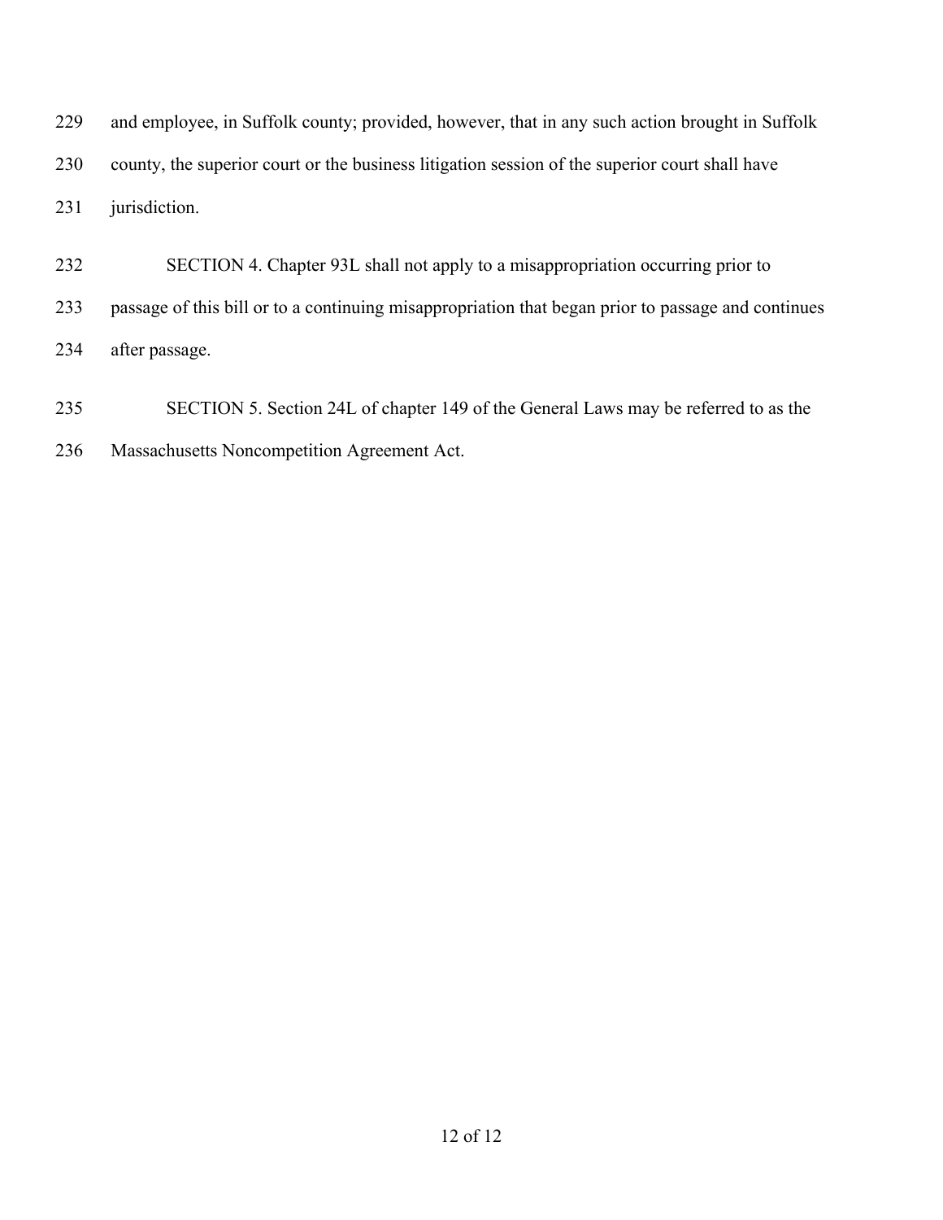and employee, in Suffolk county; provided, however, that in any such action brought in Suffolk county, the superior court or the business litigation session of the superior court shall have jurisdiction.

SECTION 4. Chapter 93L shall not apply to a misappropriation occurring prior to passage of this bill or to a continuing misappropriation that began prior to passage and continues after passage.

SECTION 5. Section 24L of chapter 149 of the General Laws may be referred to as the Massachusetts Noncompetition Agreement Act.